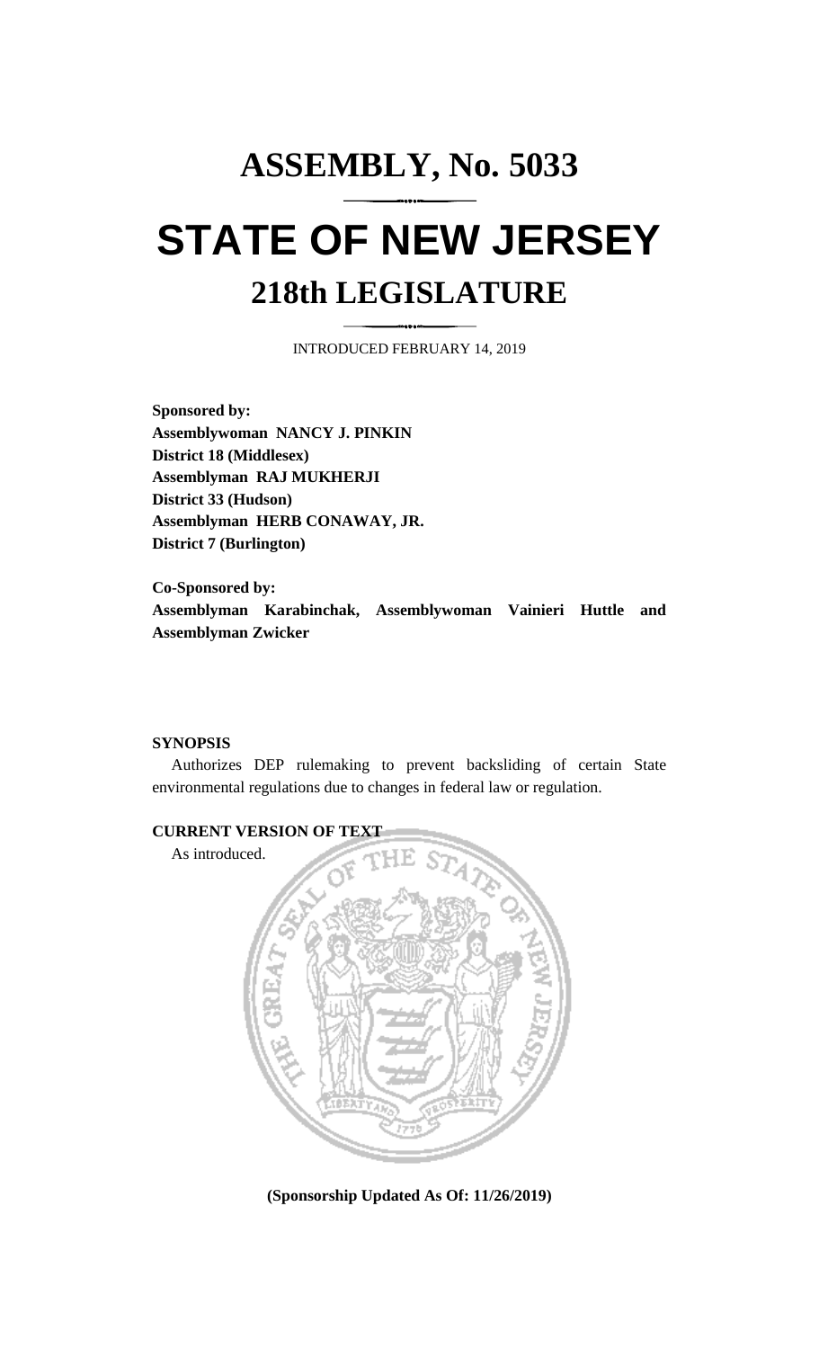# ASSEMBLY, No. 5033

# STATE OF NEW JERSEY

## 218th LEGISLATURE

INTRODUCED FEBRUARY 14, 2019

**Sponsored by:**
**Assemblywoman NANCY J. PINKIN**
**District 18 (Middlesex)**
**Assemblyman RAJ MUKHERJI**
**District 33 (Hudson)**
**Assemblyman HERB CONAWAY, JR.**
**District 7 (Burlington)**

**Co-Sponsored by:**
**Assemblyman Karabinchak, Assemblywoman Vainieri Huttle and Assemblyman Zwicker**

**SYNOPSIS**

Authorizes DEP rulemaking to prevent backsliding of certain State environmental regulations due to changes in federal law or regulation.

**CURRENT VERSION OF TEXT**

As introduced.

**(Sponsorship Updated As Of: 11/26/2019)**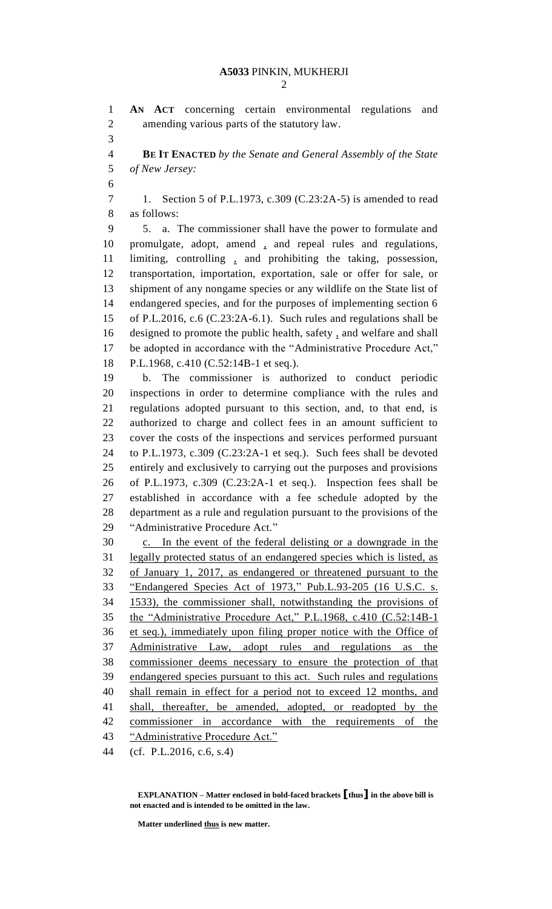**AN ACT** concerning certain environmental regulations and amending various parts of the statutory law.

**BE IT ENACTED** *by the Senate and General Assembly of the State of New Jersey:*

1. Section 5 of P.L.1973, c.309 (C.23:2A-5) is amended to read as follows:

5. a. The commissioner shall have the power to formulate and promulgate, adopt, amend **,** and repeal rules and regulations, limiting, controlling **,** and prohibiting the taking, possession, transportation, importation, exportation, sale or offer for sale, or shipment of any nongame species or any wildlife on the State list of endangered species, and for the purposes of implementing section 6 of P.L.2016, c.6 (C.23:2A-6.1). Such rules and regulations shall be designed to promote the public health, safety **,** and welfare and shall be adopted in accordance with the "Administrative Procedure Act," P.L.1968, c.410 (C.52:14B-1 et seq.).

b. The commissioner is authorized to conduct periodic inspections in order to determine compliance with the rules and regulations adopted pursuant to this section, and, to that end, is authorized to charge and collect fees in an amount sufficient to cover the costs of the inspections and services performed pursuant to P.L.1973, c.309 (C.23:2A-1 et seq.). Such fees shall be devoted entirely and exclusively to carrying out the purposes and provisions of P.L.1973, c.309 (C.23:2A-1 et seq.). Inspection fees shall be established in accordance with a fee schedule adopted by the department as a rule and regulation pursuant to the provisions of the "Administrative Procedure Act."

<u>c. In the event of the federal delisting or a downgrade in the legally protected status of an endangered species which is listed, as of January 1, 2017, as endangered or threatened pursuant to the "Endangered Species Act of 1973," Pub.L.93-205 (16 U.S.C. s. 1533), the commissioner shall, notwithstanding the provisions of the "Administrative Procedure Act," P.L.1968, c.410 (C.52:14B-1 et seq.), immediately upon filing proper notice with the Office of Administrative Law, adopt rules and regulations as the commissioner deems necessary to ensure the protection of that endangered species pursuant to this act. Such rules and regulations shall remain in effect for a period not to exceed 12 months, and shall, thereafter, be amended, adopted, or readopted by the commissioner in accordance with the requirements of the "Administrative Procedure Act."</u>

(cf. P.L.2016, c.6, s.4)

**EXPLANATION – Matter enclosed in bold-faced brackets [thus] in the above bill is not enacted and is intended to be omitted in the law.**

**Matter underlined <u>thus</u> is new matter.**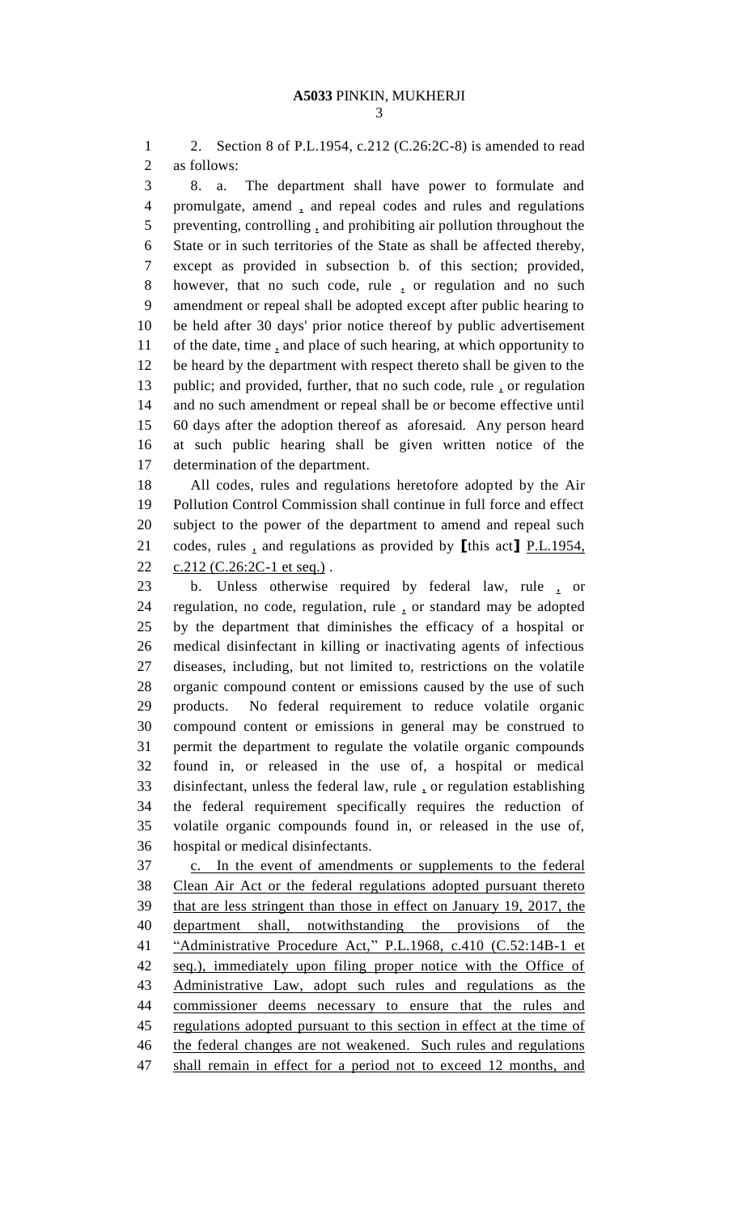2. Section 8 of P.L.1954, c.212 (C.26:2C-8) is amended to read as follows:

8. a. The department shall have power to formulate and promulgate, amend , and repeal codes and rules and regulations preventing, controlling , and prohibiting air pollution throughout the State or in such territories of the State as shall be affected thereby, except as provided in subsection b. of this section; provided, however, that no such code, rule , or regulation and no such amendment or repeal shall be adopted except after public hearing to be held after 30 days' prior notice thereof by public advertisement of the date, time , and place of such hearing, at which opportunity to be heard by the department with respect thereto shall be given to the public; and provided, further, that no such code, rule , or regulation and no such amendment or repeal shall be or become effective until 60 days after the adoption thereof as aforesaid. Any person heard at such public hearing shall be given written notice of the determination of the department.

All codes, rules and regulations heretofore adopted by the Air Pollution Control Commission shall continue in full force and effect subject to the power of the department to amend and repeal such codes, rules , and regulations as provided by [this act] P.L.1954, c.212 (C.26:2C-1 et seq.) .

b. Unless otherwise required by federal law, rule , or regulation, no code, regulation, rule , or standard may be adopted by the department that diminishes the efficacy of a hospital or medical disinfectant in killing or inactivating agents of infectious diseases, including, but not limited to, restrictions on the volatile organic compound content or emissions caused by the use of such products. No federal requirement to reduce volatile organic compound content or emissions in general may be construed to permit the department to regulate the volatile organic compounds found in, or released in the use of, a hospital or medical disinfectant, unless the federal law, rule , or regulation establishing the federal requirement specifically requires the reduction of volatile organic compounds found in, or released in the use of, hospital or medical disinfectants.

c. In the event of amendments or supplements to the federal Clean Air Act or the federal regulations adopted pursuant thereto that are less stringent than those in effect on January 19, 2017, the department shall, notwithstanding the provisions of the "Administrative Procedure Act," P.L.1968, c.410 (C.52:14B-1 et seq.), immediately upon filing proper notice with the Office of Administrative Law, adopt such rules and regulations as the commissioner deems necessary to ensure that the rules and regulations adopted pursuant to this section in effect at the time of the federal changes are not weakened. Such rules and regulations shall remain in effect for a period not to exceed 12 months, and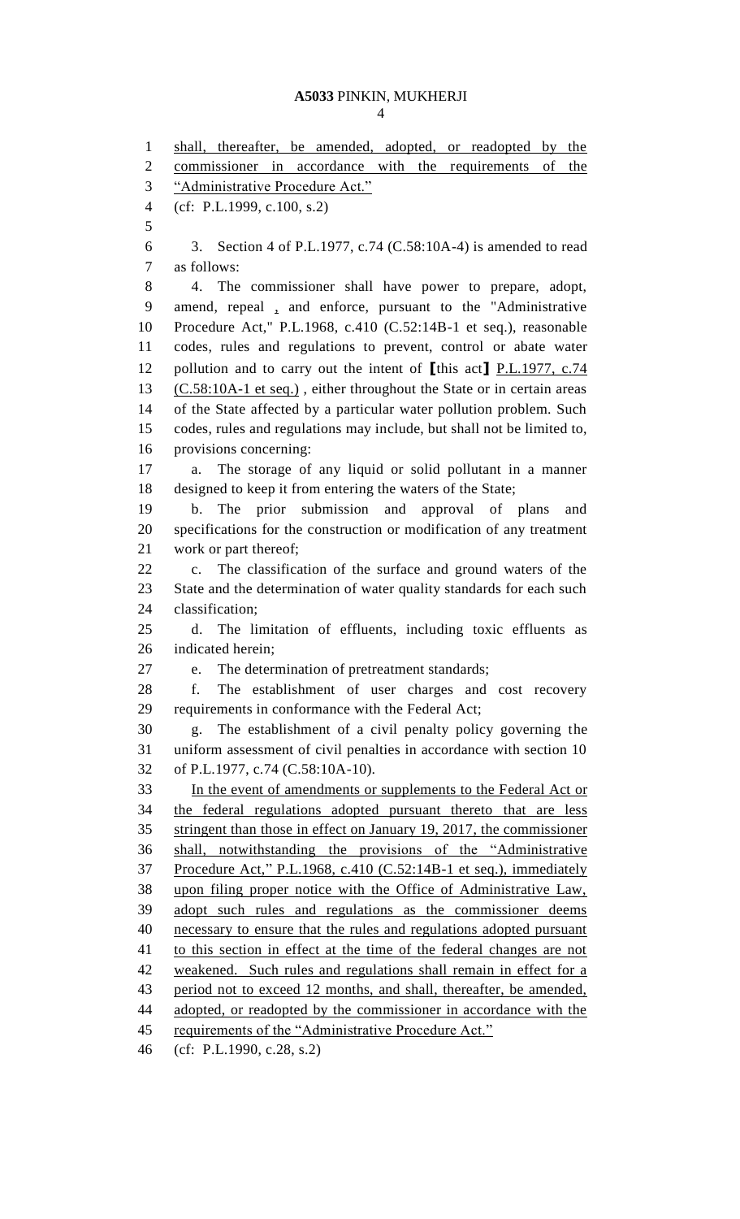shall, thereafter, be amended, adopted, or readopted by the commissioner in accordance with the requirements of the "Administrative Procedure Act."

(cf: P.L.1999, c.100, s.2)

3. Section 4 of P.L.1977, c.74 (C.58:10A-4) is amended to read as follows:

4. The commissioner shall have power to prepare, adopt, amend, repeal , and enforce, pursuant to the "Administrative Procedure Act," P.L.1968, c.410 (C.52:14B-1 et seq.), reasonable codes, rules and regulations to prevent, control or abate water pollution and to carry out the intent of [this act] P.L.1977, c.74 (C.58:10A-1 et seq.) , either throughout the State or in certain areas of the State affected by a particular water pollution problem. Such codes, rules and regulations may include, but shall not be limited to, provisions concerning:

a. The storage of any liquid or solid pollutant in a manner designed to keep it from entering the waters of the State;

b. The prior submission and approval of plans and specifications for the construction or modification of any treatment work or part thereof;

c. The classification of the surface and ground waters of the State and the determination of water quality standards for each such classification;

d. The limitation of effluents, including toxic effluents as indicated herein;

e. The determination of pretreatment standards;

f. The establishment of user charges and cost recovery requirements in conformance with the Federal Act;

g. The establishment of a civil penalty policy governing the uniform assessment of civil penalties in accordance with section 10 of P.L.1977, c.74 (C.58:10A-10).

In the event of amendments or supplements to the Federal Act or the federal regulations adopted pursuant thereto that are less stringent than those in effect on January 19, 2017, the commissioner shall, notwithstanding the provisions of the "Administrative Procedure Act," P.L.1968, c.410 (C.52:14B-1 et seq.), immediately upon filing proper notice with the Office of Administrative Law, adopt such rules and regulations as the commissioner deems necessary to ensure that the rules and regulations adopted pursuant to this section in effect at the time of the federal changes are not weakened. Such rules and regulations shall remain in effect for a period not to exceed 12 months, and shall, thereafter, be amended, adopted, or readopted by the commissioner in accordance with the requirements of the "Administrative Procedure Act."

(cf: P.L.1990, c.28, s.2)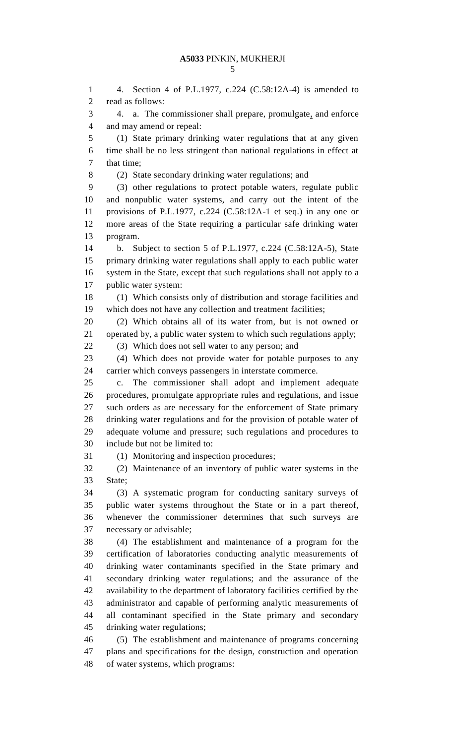4. Section 4 of P.L.1977, c.224 (C.58:12A-4) is amended to read as follows:

4. a. The commissioner shall prepare, promulgate, and enforce and may amend or repeal:

(1) State primary drinking water regulations that at any given time shall be no less stringent than national regulations in effect at that time;

(2) State secondary drinking water regulations; and

(3) other regulations to protect potable waters, regulate public and nonpublic water systems, and carry out the intent of the provisions of P.L.1977, c.224 (C.58:12A-1 et seq.) in any one or more areas of the State requiring a particular safe drinking water program.

b. Subject to section 5 of P.L.1977, c.224 (C.58:12A-5), State primary drinking water regulations shall apply to each public water system in the State, except that such regulations shall not apply to a public water system:

(1) Which consists only of distribution and storage facilities and which does not have any collection and treatment facilities;

(2) Which obtains all of its water from, but is not owned or operated by, a public water system to which such regulations apply;

(3) Which does not sell water to any person; and

(4) Which does not provide water for potable purposes to any carrier which conveys passengers in interstate commerce.

c. The commissioner shall adopt and implement adequate procedures, promulgate appropriate rules and regulations, and issue such orders as are necessary for the enforcement of State primary drinking water regulations and for the provision of potable water of adequate volume and pressure; such regulations and procedures to include but not be limited to:

(1) Monitoring and inspection procedures;

(2) Maintenance of an inventory of public water systems in the State;

(3) A systematic program for conducting sanitary surveys of public water systems throughout the State or in a part thereof, whenever the commissioner determines that such surveys are necessary or advisable;

(4) The establishment and maintenance of a program for the certification of laboratories conducting analytic measurements of drinking water contaminants specified in the State primary and secondary drinking water regulations; and the assurance of the availability to the department of laboratory facilities certified by the administrator and capable of performing analytic measurements of all contaminant specified in the State primary and secondary drinking water regulations;

(5) The establishment and maintenance of programs concerning plans and specifications for the design, construction and operation of water systems, which programs: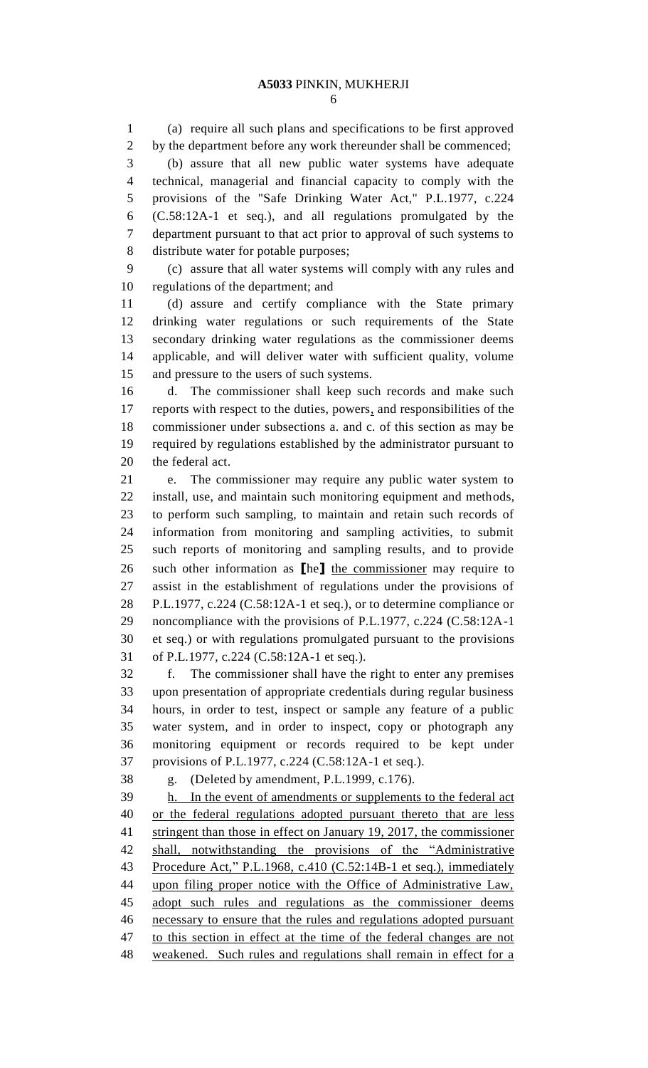(a) require all such plans and specifications to be first approved by the department before any work thereunder shall be commenced;

(b) assure that all new public water systems have adequate technical, managerial and financial capacity to comply with the provisions of the "Safe Drinking Water Act," P.L.1977, c.224 (C.58:12A-1 et seq.), and all regulations promulgated by the department pursuant to that act prior to approval of such systems to distribute water for potable purposes;

(c) assure that all water systems will comply with any rules and regulations of the department; and

(d) assure and certify compliance with the State primary drinking water regulations or such requirements of the State secondary drinking water regulations as the commissioner deems applicable, and will deliver water with sufficient quality, volume and pressure to the users of such systems.

d. The commissioner shall keep such records and make such reports with respect to the duties, powers, and responsibilities of the commissioner under subsections a. and c. of this section as may be required by regulations established by the administrator pursuant to the federal act.

e. The commissioner may require any public water system to install, use, and maintain such monitoring equipment and methods, to perform such sampling, to maintain and retain such records of information from monitoring and sampling activities, to submit such reports of monitoring and sampling results, and to provide such other information as [he] the commissioner may require to assist in the establishment of regulations under the provisions of P.L.1977, c.224 (C.58:12A-1 et seq.), or to determine compliance or noncompliance with the provisions of P.L.1977, c.224 (C.58:12A-1 et seq.) or with regulations promulgated pursuant to the provisions of P.L.1977, c.224 (C.58:12A-1 et seq.).

f. The commissioner shall have the right to enter any premises upon presentation of appropriate credentials during regular business hours, in order to test, inspect or sample any feature of a public water system, and in order to inspect, copy or photograph any monitoring equipment or records required to be kept under provisions of P.L.1977, c.224 (C.58:12A-1 et seq.).

g. (Deleted by amendment, P.L.1999, c.176).

h. In the event of amendments or supplements to the federal act or the federal regulations adopted pursuant thereto that are less stringent than those in effect on January 19, 2017, the commissioner shall, notwithstanding the provisions of the "Administrative Procedure Act," P.L.1968, c.410 (C.52:14B-1 et seq.), immediately upon filing proper notice with the Office of Administrative Law, adopt such rules and regulations as the commissioner deems necessary to ensure that the rules and regulations adopted pursuant to this section in effect at the time of the federal changes are not weakened. Such rules and regulations shall remain in effect for a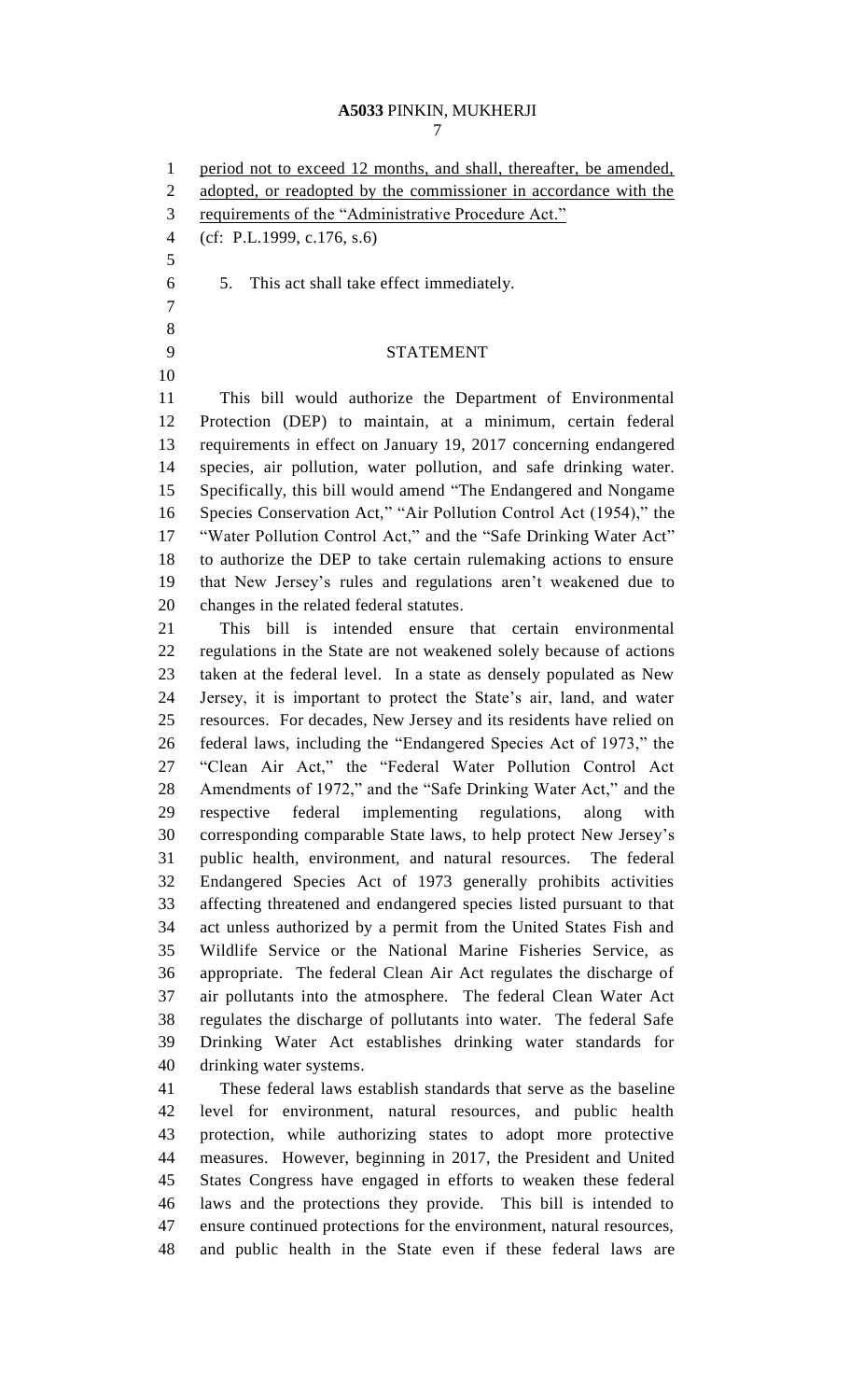period not to exceed 12 months, and shall, thereafter, be amended, adopted, or readopted by the commissioner in accordance with the requirements of the "Administrative Procedure Act."

(cf: P.L.1999, c.176, s.6)

5. This act shall take effect immediately.

## STATEMENT

This bill would authorize the Department of Environmental Protection (DEP) to maintain, at a minimum, certain federal requirements in effect on January 19, 2017 concerning endangered species, air pollution, water pollution, and safe drinking water. Specifically, this bill would amend "The Endangered and Nongame Species Conservation Act," "Air Pollution Control Act (1954)," the "Water Pollution Control Act," and the "Safe Drinking Water Act" to authorize the DEP to take certain rulemaking actions to ensure that New Jersey's rules and regulations aren't weakened due to changes in the related federal statutes.

This bill is intended ensure that certain environmental regulations in the State are not weakened solely because of actions taken at the federal level. In a state as densely populated as New Jersey, it is important to protect the State's air, land, and water resources. For decades, New Jersey and its residents have relied on federal laws, including the "Endangered Species Act of 1973," the "Clean Air Act," the "Federal Water Pollution Control Act Amendments of 1972," and the "Safe Drinking Water Act," and the respective federal implementing regulations, along with corresponding comparable State laws, to help protect New Jersey's public health, environment, and natural resources. The federal Endangered Species Act of 1973 generally prohibits activities affecting threatened and endangered species listed pursuant to that act unless authorized by a permit from the United States Fish and Wildlife Service or the National Marine Fisheries Service, as appropriate. The federal Clean Air Act regulates the discharge of air pollutants into the atmosphere. The federal Clean Water Act regulates the discharge of pollutants into water. The federal Safe Drinking Water Act establishes drinking water standards for drinking water systems.

These federal laws establish standards that serve as the baseline level for environment, natural resources, and public health protection, while authorizing states to adopt more protective measures. However, beginning in 2017, the President and United States Congress have engaged in efforts to weaken these federal laws and the protections they provide. This bill is intended to ensure continued protections for the environment, natural resources, and public health in the State even if these federal laws are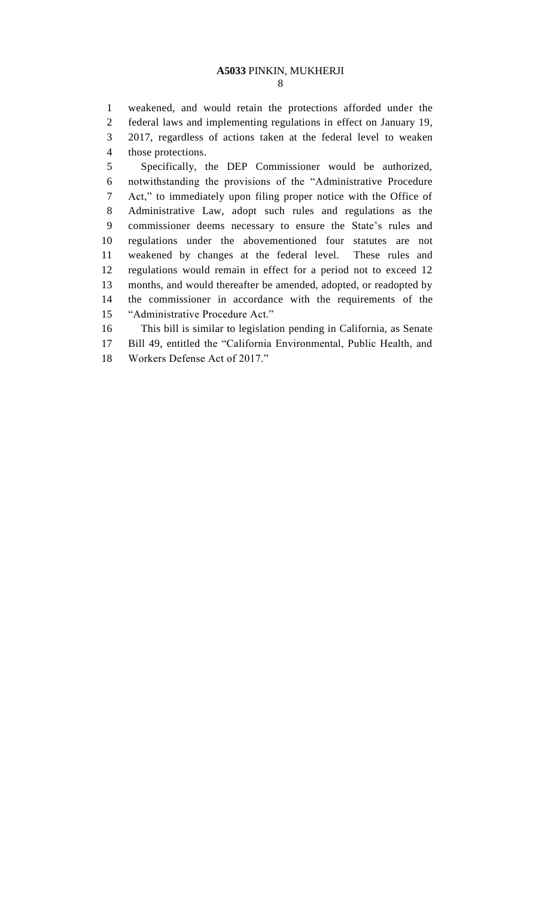weakened, and would retain the protections afforded under the federal laws and implementing regulations in effect on January 19, 2017, regardless of actions taken at the federal level to weaken those protections.

Specifically, the DEP Commissioner would be authorized, notwithstanding the provisions of the "Administrative Procedure Act," to immediately upon filing proper notice with the Office of Administrative Law, adopt such rules and regulations as the commissioner deems necessary to ensure the State's rules and regulations under the abovementioned four statutes are not weakened by changes at the federal level. These rules and regulations would remain in effect for a period not to exceed 12 months, and would thereafter be amended, adopted, or readopted by the commissioner in accordance with the requirements of the "Administrative Procedure Act."

This bill is similar to legislation pending in California, as Senate Bill 49, entitled the "California Environmental, Public Health, and Workers Defense Act of 2017."